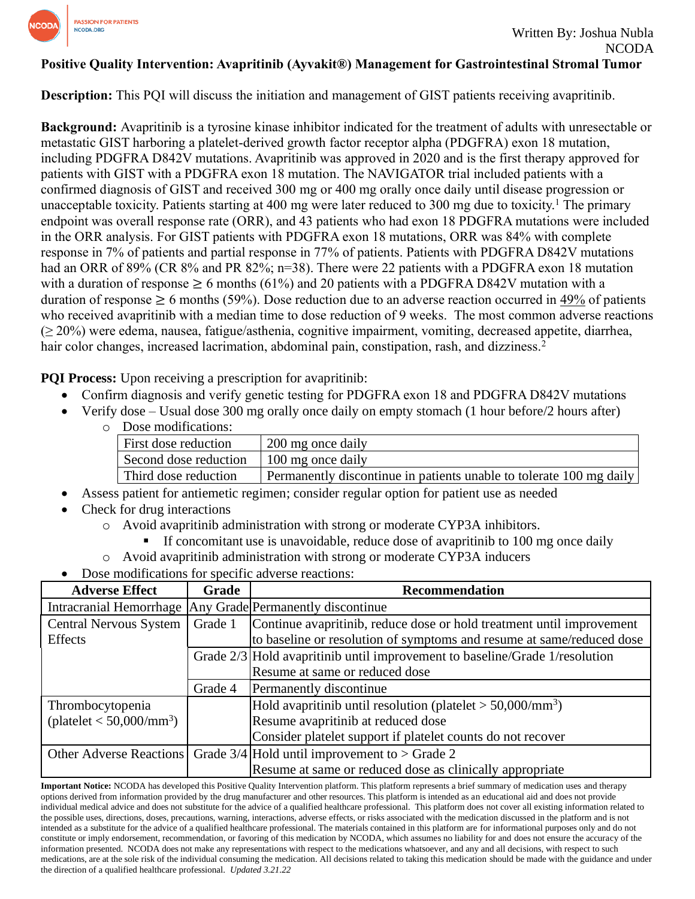Written By: Joshua Nubla
NCODA

# Positive Quality Intervention: Avapritinib (Ayvakit®) Management for Gastrointestinal Stromal Tumor

**Description:** This PQI will discuss the initiation and management of GIST patients receiving avapritinib.

**Background:** Avapritinib is a tyrosine kinase inhibitor indicated for the treatment of adults with unresectable or metastatic GIST harboring a platelet-derived growth factor receptor alpha (PDGFRA) exon 18 mutation, including PDGFRA D842V mutations. Avapritinib was approved in 2020 and is the first therapy approved for patients with GIST with a PDGFRA exon 18 mutation. The NAVIGATOR trial included patients with a confirmed diagnosis of GIST and received 300 mg or 400 mg orally once daily until disease progression or unacceptable toxicity. Patients starting at 400 mg were later reduced to 300 mg due to toxicity.[1] The primary endpoint was overall response rate (ORR), and 43 patients who had exon 18 PDGFRA mutations were included in the ORR analysis. For GIST patients with PDGFRA exon 18 mutations, ORR was 84% with complete response in 7% of patients and partial response in 77% of patients. Patients with PDGFRA D842V mutations had an ORR of 89% (CR 8% and PR 82%; n=38). There were 22 patients with a PDGFRA exon 18 mutation with a duration of response ≥ 6 months (61%) and 20 patients with a PDGFRA D842V mutation with a duration of response ≥ 6 months (59%). Dose reduction due to an adverse reaction occurred in 49% of patients who received avapritinib with a median time to dose reduction of 9 weeks. The most common adverse reactions (≥ 20%) were edema, nausea, fatigue/asthenia, cognitive impairment, vomiting, decreased appetite, diarrhea, hair color changes, increased lacrimation, abdominal pain, constipation, rash, and dizziness.[2]

**PQI Process:** Upon receiving a prescription for avapritinib:

- Confirm diagnosis and verify genetic testing for PDGFRA exon 18 and PDGFRA D842V mutations
- Verify dose – Usual dose 300 mg orally once daily on empty stomach (1 hour before/2 hours after)
  - Dose modifications:

| | |
|---|---|
| First dose reduction | 200 mg once daily |
| Second dose reduction | 100 mg once daily |
| Third dose reduction | Permanently discontinue in patients unable to tolerate 100 mg daily |

- Assess patient for antiemetic regimen; consider regular option for patient use as needed
- Check for drug interactions
  - Avoid avapritinib administration with strong or moderate CYP3A inhibitors.
    - If concomitant use is unavoidable, reduce dose of avapritinib to 100 mg once daily
  - Avoid avapritinib administration with strong or moderate CYP3A inducers
- Dose modifications for specific adverse reactions:

| Adverse Effect | Grade | Recommendation |
|---|---|---|
| Intracranial Hemorrhage | Any Grade | Permanently discontinue |
| Central Nervous System Effects | Grade 1 | Continue avapritinib, reduce dose or hold treatment until improvement to baseline or resolution of symptoms and resume at same/reduced dose |
| | Grade 2/3 | Hold avapritinib until improvement to baseline/Grade 1/resolution<br>Resume at same or reduced dose |
| | Grade 4 | Permanently discontinue |
| Thrombocytopenia (platelet < 50,000/mm$^3$) | | Hold avapritinib until resolution (platelet > 50,000/mm$^3$)<br>Resume avapritinib at reduced dose<br>Consider platelet support if platelet counts do not recover |
| Other Adverse Reactions | Grade 3/4 | Hold until improvement to > Grade 2<br>Resume at same or reduced dose as clinically appropriate |

**Important Notice:** NCODA has developed this Positive Quality Intervention platform. This platform represents a brief summary of medication uses and therapy options derived from information provided by the drug manufacturer and other resources. This platform is intended as an educational aid and does not provide individual medical advice and does not substitute for the advice of a qualified healthcare professional. This platform does not cover all existing information related to the possible uses, directions, doses, precautions, warning, interactions, adverse effects, or risks associated with the medication discussed in the platform and is not intended as a substitute for the advice of a qualified healthcare professional. The materials contained in this platform are for informational purposes only and do not constitute or imply endorsement, recommendation, or favoring of this medication by NCODA, which assumes no liability for and does not ensure the accuracy of the information presented. NCODA does not make any representations with respect to the medications whatsoever, and any and all decisions, with respect to such medications, are at the sole risk of the individual consuming the medication. All decisions related to taking this medication should be made with the guidance and under the direction of a qualified healthcare professional. *Updated 3.21.22*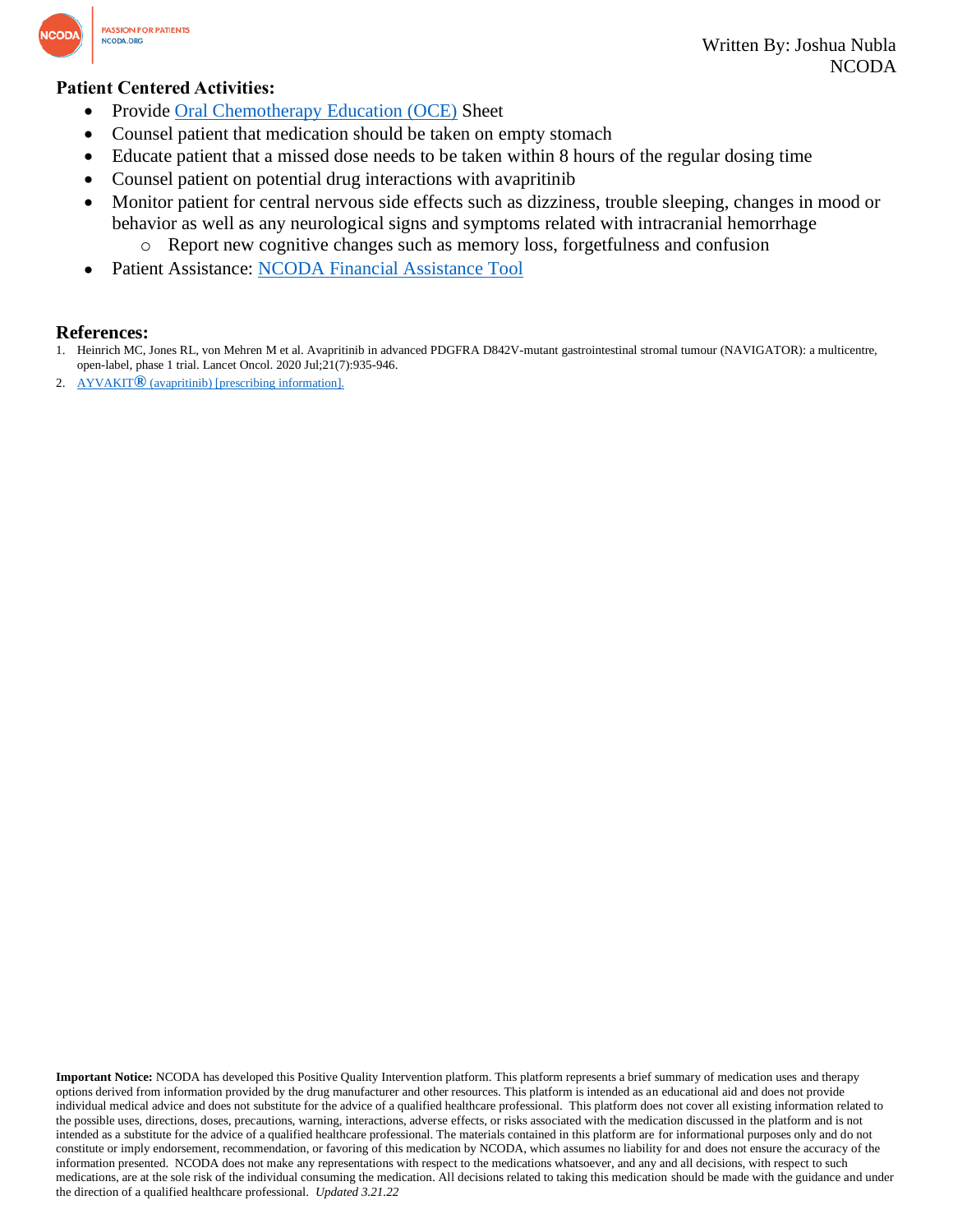**Patient Centered Activities:**

- Provide Oral Chemotherapy Education (OCE) Sheet
- Counsel patient that medication should be taken on empty stomach
- Educate patient that a missed dose needs to be taken within 8 hours of the regular dosing time
- Counsel patient on potential drug interactions with avapritinib
- Monitor patient for central nervous side effects such as dizziness, trouble sleeping, changes in mood or behavior as well as any neurological signs and symptoms related with intracranial hemorrhage
  - Report new cognitive changes such as memory loss, forgetfulness and confusion
- Patient Assistance: NCODA Financial Assistance Tool

**References:**

1. Heinrich MC, Jones RL, von Mehren M et al. Avapritinib in advanced PDGFRA D842V-mutant gastrointestinal stromal tumour (NAVIGATOR): a multicentre, open-label, phase 1 trial. Lancet Oncol. 2020 Jul;21(7):935-946.
2. AYVAKIT® (avapritinib) [prescribing information].

**Important Notice:** NCODA has developed this Positive Quality Intervention platform. This platform represents a brief summary of medication uses and therapy options derived from information provided by the drug manufacturer and other resources. This platform is intended as an educational aid and does not provide individual medical advice and does not substitute for the advice of a qualified healthcare professional. This platform does not cover all existing information related to the possible uses, directions, doses, precautions, warning, interactions, adverse effects, or risks associated with the medication discussed in the platform and is not intended as a substitute for the advice of a qualified healthcare professional. The materials contained in this platform are for informational purposes only and do not constitute or imply endorsement, recommendation, or favoring of this medication by NCODA, which assumes no liability for and does not ensure the accuracy of the information presented. NCODA does not make any representations with respect to the medications whatsoever, and any and all decisions, with respect to such medications, are at the sole risk of the individual consuming the medication. All decisions related to taking this medication should be made with the guidance and under the direction of a qualified healthcare professional. *Updated 3.21.22*